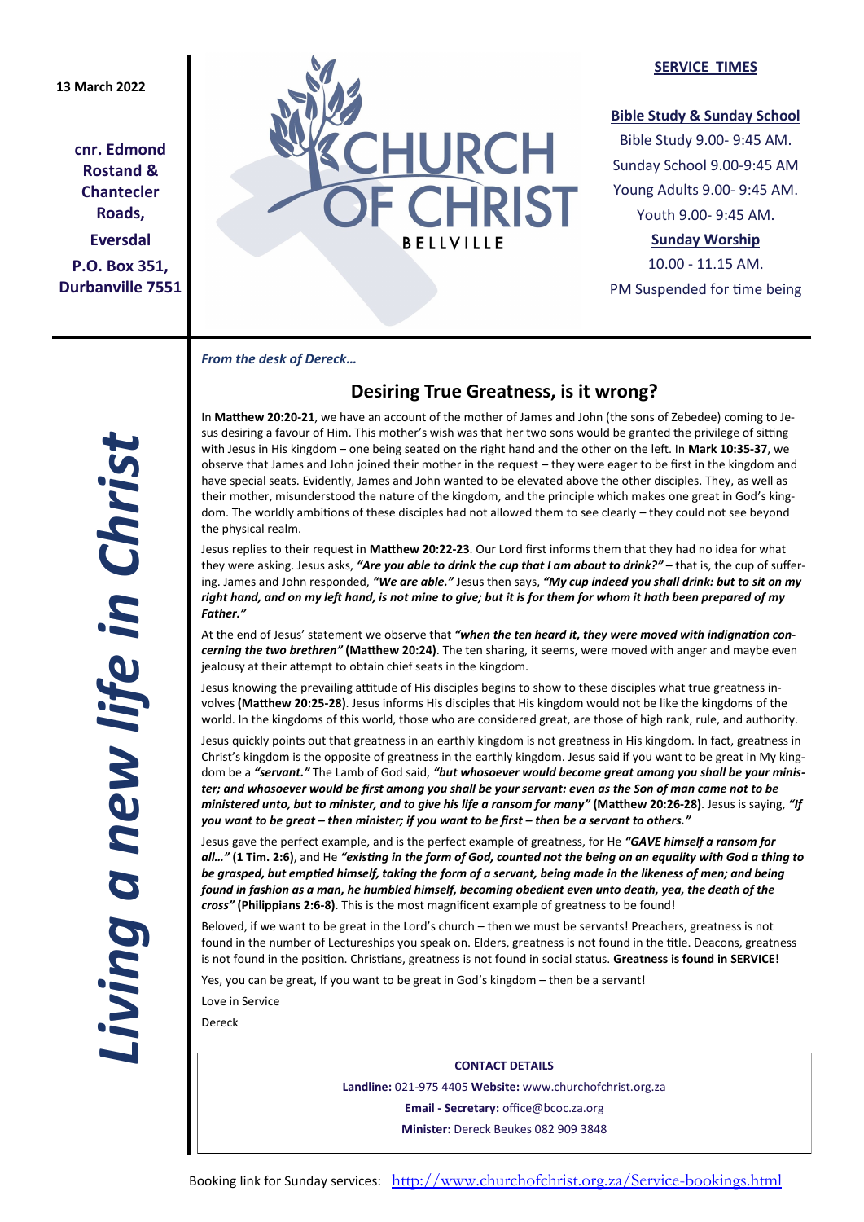13 March 2022

**cnr. Edmond Rostand & Chantecler Roads,**

**Eversdal**

**P.O. Box 351, Durbanville 7551**

# CHURCH OF CHRIST

BELLVILLE

**SERVICE TIMES**

**Bible Study & Sunday School**

Bible Study 9.00- 9:45 AM.

Sunday School 9.00-9:45 AM

Young Adults 9.00- 9:45 AM.

Youth 9.00- 9:45 AM.

**Sunday Worship**

10.00 - 11.15 AM.

PM Suspended for time being

***Living a new life in Christ***

*From the desk of Dereck…*

## Desiring True Greatness, is it wrong?

In **Matthew 20:20-21**, we have an account of the mother of James and John (the sons of Zebedee) coming to Jesus desiring a favour of Him. This mother's wish was that her two sons would be granted the privilege of sitting with Jesus in His kingdom – one being seated on the right hand and the other on the left. In **Mark 10:35-37**, we observe that James and John joined their mother in the request – they were eager to be first in the kingdom and have special seats. Evidently, James and John wanted to be elevated above the other disciples. They, as well as their mother, misunderstood the nature of the kingdom, and the principle which makes one great in God's kingdom. The worldly ambitions of these disciples had not allowed them to see clearly – they could not see beyond the physical realm.

Jesus replies to their request in **Matthew 20:22-23**. Our Lord first informs them that they had no idea for what they were asking. Jesus asks, ***"Are you able to drink the cup that I am about to drink?"*** – that is, the cup of suffering. James and John responded, ***"We are able."*** Jesus then says, ***"My cup indeed you shall drink: but to sit on my right hand, and on my left hand, is not mine to give; but it is for them for whom it hath been prepared of my Father."***

At the end of Jesus' statement we observe that ***"when the ten heard it, they were moved with indignation concerning the two brethren"*** **(Matthew 20:24)**. The ten sharing, it seems, were moved with anger and maybe even jealousy at their attempt to obtain chief seats in the kingdom.

Jesus knowing the prevailing attitude of His disciples begins to show to these disciples what true greatness involves **(Matthew 20:25-28)**. Jesus informs His disciples that His kingdom would not be like the kingdoms of the world. In the kingdoms of this world, those who are considered great, are those of high rank, rule, and authority.

Jesus quickly points out that greatness in an earthly kingdom is not greatness in His kingdom. In fact, greatness in Christ's kingdom is the opposite of greatness in the earthly kingdom. Jesus said if you want to be great in My kingdom be a ***"servant."*** The Lamb of God said, ***"but whosoever would become great among you shall be your minister; and whosoever would be first among you shall be your servant: even as the Son of man came not to be ministered unto, but to minister, and to give his life a ransom for many"*** **(Matthew 20:26-28)**. Jesus is saying, ***"If you want to be great – then minister; if you want to be first – then be a servant to others."***

Jesus gave the perfect example, and is the perfect example of greatness, for He ***"GAVE himself a ransom for all…"*** **(1 Tim. 2:6)**, and He ***"existing in the form of God, counted not the being on an equality with God a thing to be grasped, but emptied himself, taking the form of a servant, being made in the likeness of men; and being found in fashion as a man, he humbled himself, becoming obedient even unto death, yea, the death of the cross"*** **(Philippians 2:6-8)**. This is the most magnificent example of greatness to be found!

Beloved, if we want to be great in the Lord's church – then we must be servants! Preachers, greatness is not found in the number of Lectureships you speak on. Elders, greatness is not found in the title. Deacons, greatness is not found in the position. Christians, greatness is not found in social status. **Greatness is found in SERVICE!**

Yes, you can be great, If you want to be great in God's kingdom – then be a servant!

Love in Service

Dereck

**CONTACT DETAILS**

**Landline:** 021-975 4405 **Website:** www.churchofchrist.org.za

**Email - Secretary:** office@bcoc.za.org

**Minister:** Dereck Beukes 082 909 3848

Booking link for Sunday services: http://www.churchofchrist.org.za/Service-bookings.html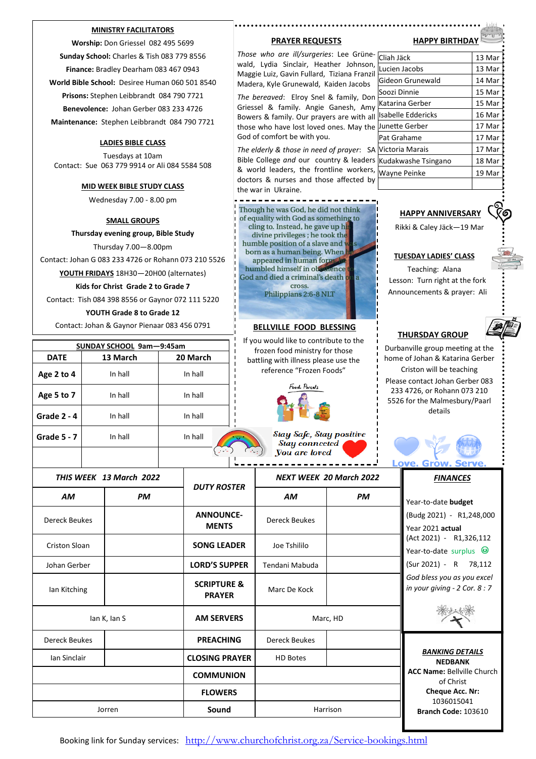## MINISTRY FACILITATORS

**Worship:** Don Griessel 082 495 5699

**Sunday School:** Charles & Tish 083 779 8556

**Finance:** Bradley Dearham 083 467 0943

**World Bible School:** Desiree Human 060 501 8540

**Prisons:** Stephen Leibbrandt 084 790 7721

**Benevolence:** Johan Gerber 083 233 4726

**Maintenance:** Stephen Leibbrandt 084 790 7721

### LADIES BIBLE CLASS

Tuesdays at 10am
Contact: Sue 063 779 9914 or Ali 084 5584 508

### MID WEEK BIBLE STUDY CLASS

Wednesday 7.00 - 8.00 pm

### SMALL GROUPS

**Thursday evening group, Bible Study**

Thursday 7.00—8.00pm

Contact: Johan G 083 233 4726 or Rohann 073 210 5526

**YOUTH FRIDAYS** 18H30—20H00 (alternates)

**Kids for Christ Grade 2 to Grade 7**

Contact: Tish 084 398 8556 or Gaynor 072 111 5220

**YOUTH Grade 8 to Grade 12**

Contact: Johan & Gaynor Pienaar 083 456 0791

| SUNDAY SCHOOL 9am—9:45am | | |
|---|---|---|
| **DATE** | **13 March** | **20 March** |
| **Age 2 to 4** | In hall | In hall |
| **Age 5 to 7** | In hall | In hall |
| **Grade 2 - 4** | In hall | In hall |
| **Grade 5 - 7** | In hall | In hall |

## PRAYER REQUESTS

*Those who are ill/surgeries*: Lee Grünewald, Lydia Sinclair, Heather Johnson, Maggie Luiz, Gavin Fullard, Tiziana Franzil Madera, Kyle Grunewald, Kaiden Jacobs

*The bereaved*: Elroy Snel & family, Don Griessel & family. Angie Ganesh, Amy Bowers & family. Our prayers are with all those who have lost loved ones. May the God of comfort be with you.

*The elderly & those in need of prayer*: SA Bible College *and* our country & leaders & world leaders, the frontline workers, doctors & nurses and those affected by the war in Ukraine.

## HAPPY BIRTHDAY

| | |
|---|---|
| Cliah Jäck | 13 Mar |
| Lucien Jacobs | 13 Mar |
| Gideon Grunewald | 14 Mar |
| Soozi Dinnie | 15 Mar |
| Katarina Gerber | 15 Mar |
| Isabelle Eddericks | 16 Mar |
| Junette Gerber | 17 Mar |
| Pat Grahame | 17 Mar |
| Victoria Marais | 17 Mar |
| Kudakwashe Tsingano | 18 Mar |
| Wayne Peinke | 19 Mar |

Though he was God, he did not think of equality with God as something to cling to. Instead, he gave up his divine privileges ; he took the humble position of a slave and was born as a human being. When he appeared in human form, he humbled himself in obedience to God and died a criminal's death on a cross.
Philippians 2:6-8 NLT

## HAPPY ANNIVERSARY

Rikki & Caley Jäck—19 Mar

## TUESDAY LADIES' CLASS

Teaching: Alana
Lesson: Turn right at the fork
Announcements & prayer: Ali

## BELLVILLE FOOD BLESSING

If you would like to contribute to the frozen food ministry for those battling with illness please use the reference "Frozen Foods"

Food Parcels

## THURSDAY GROUP

Durbanville group meeting at the home of Johan & Katarina Gerber
Criston will be teaching
Please contact Johan Gerber 083 233 4726, or Rohann 073 210 5526 for the Malmesbury/Paarl details

Stay Safe, Stay positive
Stay connected
You are loved

Love. Grow. Serve.

| THIS WEEK 13 March 2022 | | DUTY ROSTER | NEXT WEEK 20 March 2022 | |
|---|---|---|---|---|
| **AM** | **PM** | | **AM** | **PM** |
| Dereck Beukes | | **ANNOUNCE-MENTS** | Dereck Beukes | |
| Criston Sloan | | **SONG LEADER** | Joe Tshililo | |
| Johan Gerber | | **LORD'S SUPPER** | Tendani Mabuda | |
| Ian Kitching | | **SCRIPTURE & PRAYER** | Marc De Kock | |
| Ian K, Ian S | | **AM SERVERS** | Marc, HD | |
| Dereck Beukes | | **PREACHING** | Dereck Beukes | |
| Ian Sinclair | | **CLOSING PRAYER** | HD Botes | |
| | | **COMMUNION** | | |
| | | **FLOWERS** | | |
| Jorren | | **Sound** | Harrison | |

## FINANCES

Year-to-date **budget**
(Budg 2021) - R1,248,000
Year 2021 **actual**
(Act 2021) - R1,326,112
Year-to-date surplus ☺
(Sur 2021) - R 78,112

*God bless you as you excel in your giving - 2 Cor. 8 : 7*

### BANKING DETAILS

**NEDBANK**
**ACC Name:** Bellville Church of Christ
**Cheque Acc. Nr:** 1036015041
**Branch Code:** 103610

Booking link for Sunday services: http://www.churchofchrist.org.za/Service-bookings.html